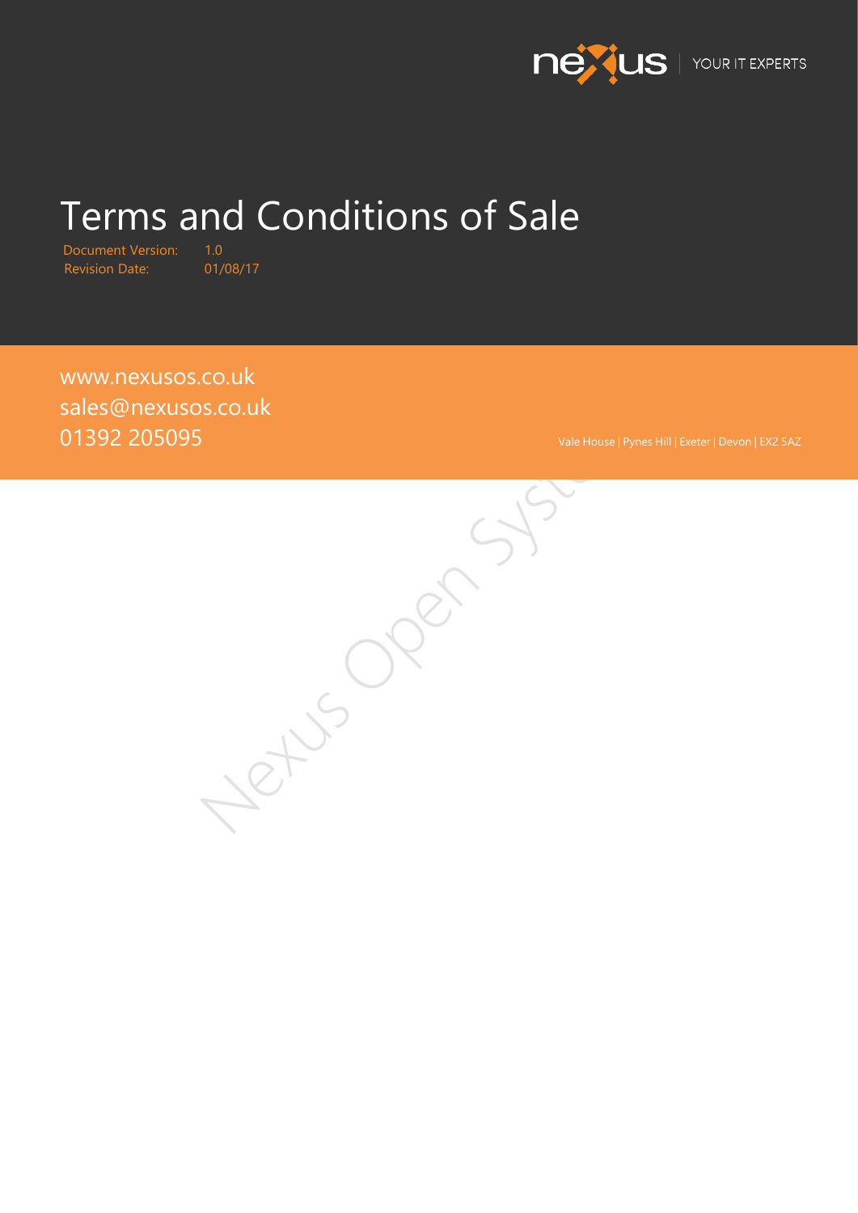nexus | YOUR IT EXPERTS

# Terms and Conditions of Sale

Document Version: 1.0
Revision Date: 01/08/17

www.nexusos.co.uk
sales@nexusos.co.uk
01392 205095

Vale House | Pynes Hill | Exeter | Devon | EX2 5AZ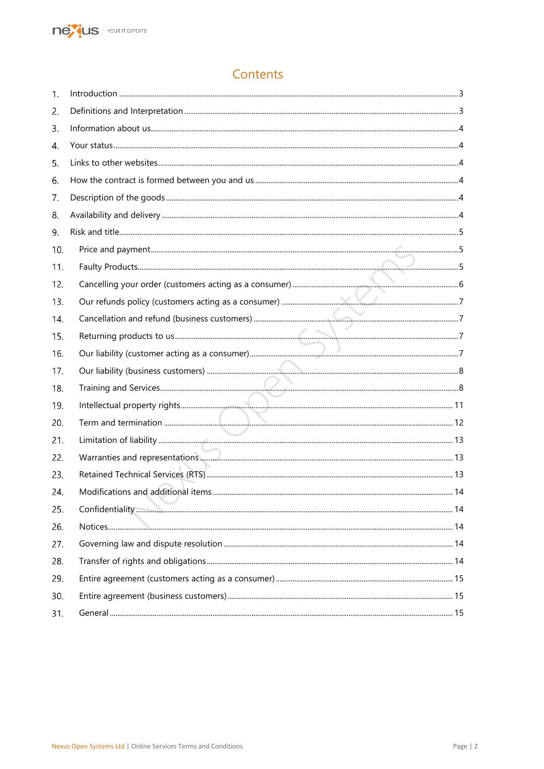# Contents

1. Introduction ... 3
2. Definitions and Interpretation ... 3
3. Information about us ... 4
4. Your status ... 4
5. Links to other websites ... 4
6. How the contract is formed between you and us ... 4
7. Description of the goods ... 4
8. Availability and delivery ... 4
9. Risk and title ... 5
10. Price and payment ... 5
11. Faulty Products ... 5
12. Cancelling your order (customers acting as a consumer) ... 6
13. Our refunds policy (customers acting as a consumer) ... 7
14. Cancellation and refund (business customers) ... 7
15. Returning products to us ... 7
16. Our liability (customer acting as a consumer) ... 7
17. Our liability (business customers) ... 8
18. Training and Services ... 8
19. Intellectual property rights ... 11
20. Term and termination ... 12
21. Limitation of liability ... 13
22. Warranties and representations ... 13
23. Retained Technical Services (RTS) ... 13
24. Modifications and additional items ... 14
25. Confidentiality ... 14
26. Notices ... 14
27. Governing law and dispute resolution ... 14
28. Transfer of rights and obligations ... 14
29. Entire agreement (customers acting as a consumer) ... 15
30. Entire agreement (business customers) ... 15
31. General ... 15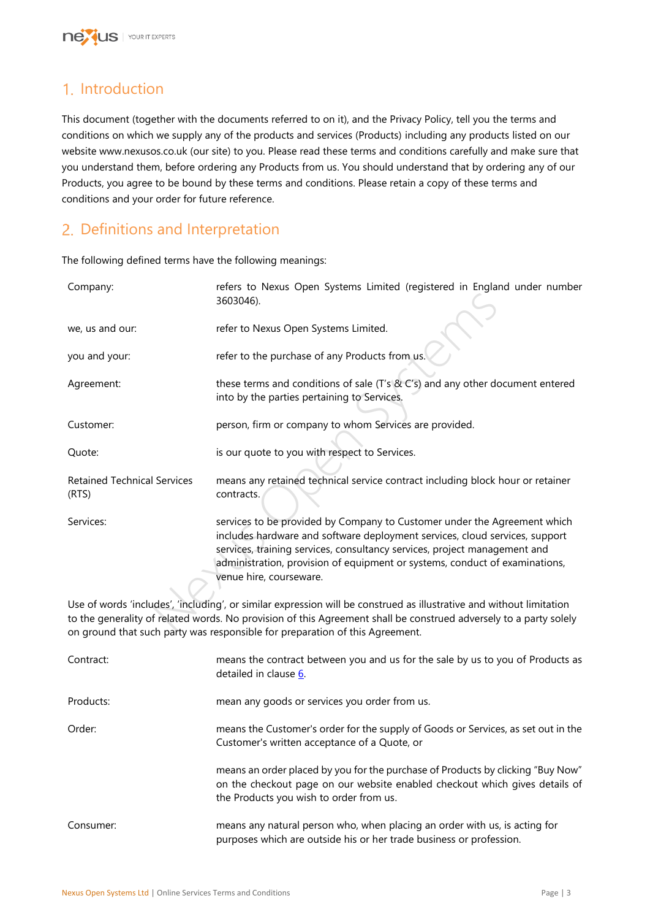# 1. Introduction

This document (together with the documents referred to on it), and the Privacy Policy, tell you the terms and conditions on which we supply any of the products and services (Products) including any products listed on our website www.nexusos.co.uk (our site) to you. Please read these terms and conditions carefully and make sure that you understand them, before ordering any Products from us. You should understand that by ordering any of our Products, you agree to be bound by these terms and conditions. Please retain a copy of these terms and conditions and your order for future reference.

# 2. Definitions and Interpretation

The following defined terms have the following meanings:

| | |
|---|---|
| Company: | refers to Nexus Open Systems Limited (registered in England under number 3603046). |
| we, us and our: | refer to Nexus Open Systems Limited. |
| you and your: | refer to the purchase of any Products from us. |
| Agreement: | these terms and conditions of sale (T's & C's) and any other document entered into by the parties pertaining to Services. |
| Customer: | person, firm or company to whom Services are provided. |
| Quote: | is our quote to you with respect to Services. |
| Retained Technical Services (RTS) | means any retained technical service contract including block hour or retainer contracts. |
| Services: | services to be provided by Company to Customer under the Agreement which includes hardware and software deployment services, cloud services, support services, training services, consultancy services, project management and administration, provision of equipment or systems, conduct of examinations, venue hire, courseware. |

Use of words 'includes', 'including', or similar expression will be construed as illustrative and without limitation to the generality of related words. No provision of this Agreement shall be construed adversely to a party solely on ground that such party was responsible for preparation of this Agreement.

| | |
|---|---|
| Contract: | means the contract between you and us for the sale by us to you of Products as detailed in clause 6. |
| Products: | mean any goods or services you order from us. |
| Order: | means the Customer's order for the supply of Goods or Services, as set out in the Customer's written acceptance of a Quote, or |
| | means an order placed by you for the purchase of Products by clicking "Buy Now" on the checkout page on our website enabled checkout which gives details of the Products you wish to order from us. |
| Consumer: | means any natural person who, when placing an order with us, is acting for purposes which are outside his or her trade business or profession. |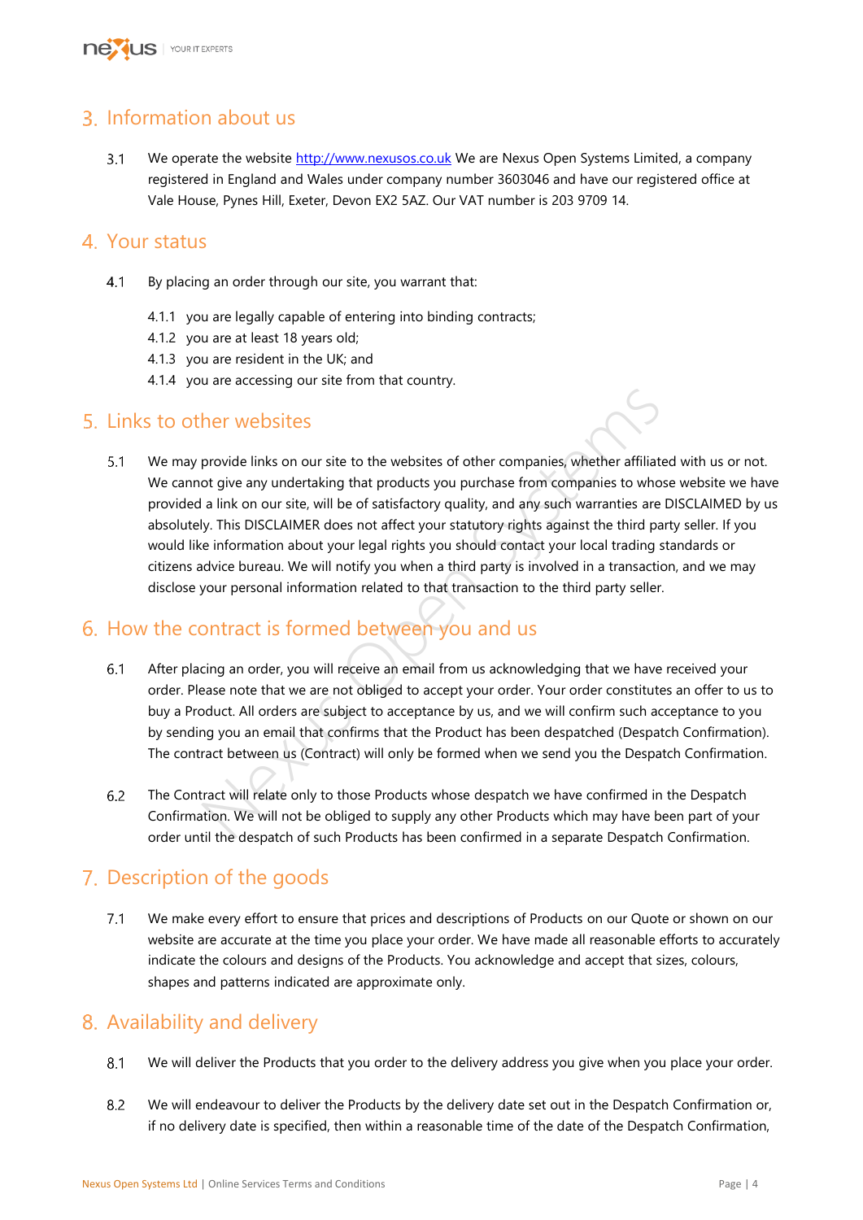## 3. Information about us

3.1 We operate the website [http://www.nexusos.co.uk](http://www.nexusos.co.uk) We are Nexus Open Systems Limited, a company registered in England and Wales under company number 3603046 and have our registered office at Vale House, Pynes Hill, Exeter, Devon EX2 5AZ. Our VAT number is 203 9709 14.

## 4. Your status

4.1 By placing an order through our site, you warrant that:

4.1.1 you are legally capable of entering into binding contracts;

4.1.2 you are at least 18 years old;

4.1.3 you are resident in the UK; and

4.1.4 you are accessing our site from that country.

## 5. Links to other websites

5.1 We may provide links on our site to the websites of other companies, whether affiliated with us or not. We cannot give any undertaking that products you purchase from companies to whose website we have provided a link on our site, will be of satisfactory quality, and any such warranties are DISCLAIMED by us absolutely. This DISCLAIMER does not affect your statutory rights against the third party seller. If you would like information about your legal rights you should contact your local trading standards or citizens advice bureau. We will notify you when a third party is involved in a transaction, and we may disclose your personal information related to that transaction to the third party seller.

## 6. How the contract is formed between you and us

6.1 After placing an order, you will receive an email from us acknowledging that we have received your order. Please note that we are not obliged to accept your order. Your order constitutes an offer to us to buy a Product. All orders are subject to acceptance by us, and we will confirm such acceptance to you by sending you an email that confirms that the Product has been despatched (Despatch Confirmation). The contract between us (Contract) will only be formed when we send you the Despatch Confirmation.

6.2 The Contract will relate only to those Products whose despatch we have confirmed in the Despatch Confirmation. We will not be obliged to supply any other Products which may have been part of your order until the despatch of such Products has been confirmed in a separate Despatch Confirmation.

## 7. Description of the goods

7.1 We make every effort to ensure that prices and descriptions of Products on our Quote or shown on our website are accurate at the time you place your order. We have made all reasonable efforts to accurately indicate the colours and designs of the Products. You acknowledge and accept that sizes, colours, shapes and patterns indicated are approximate only.

## 8. Availability and delivery

8.1 We will deliver the Products that you order to the delivery address you give when you place your order.

8.2 We will endeavour to deliver the Products by the delivery date set out in the Despatch Confirmation or, if no delivery date is specified, then within a reasonable time of the date of the Despatch Confirmation,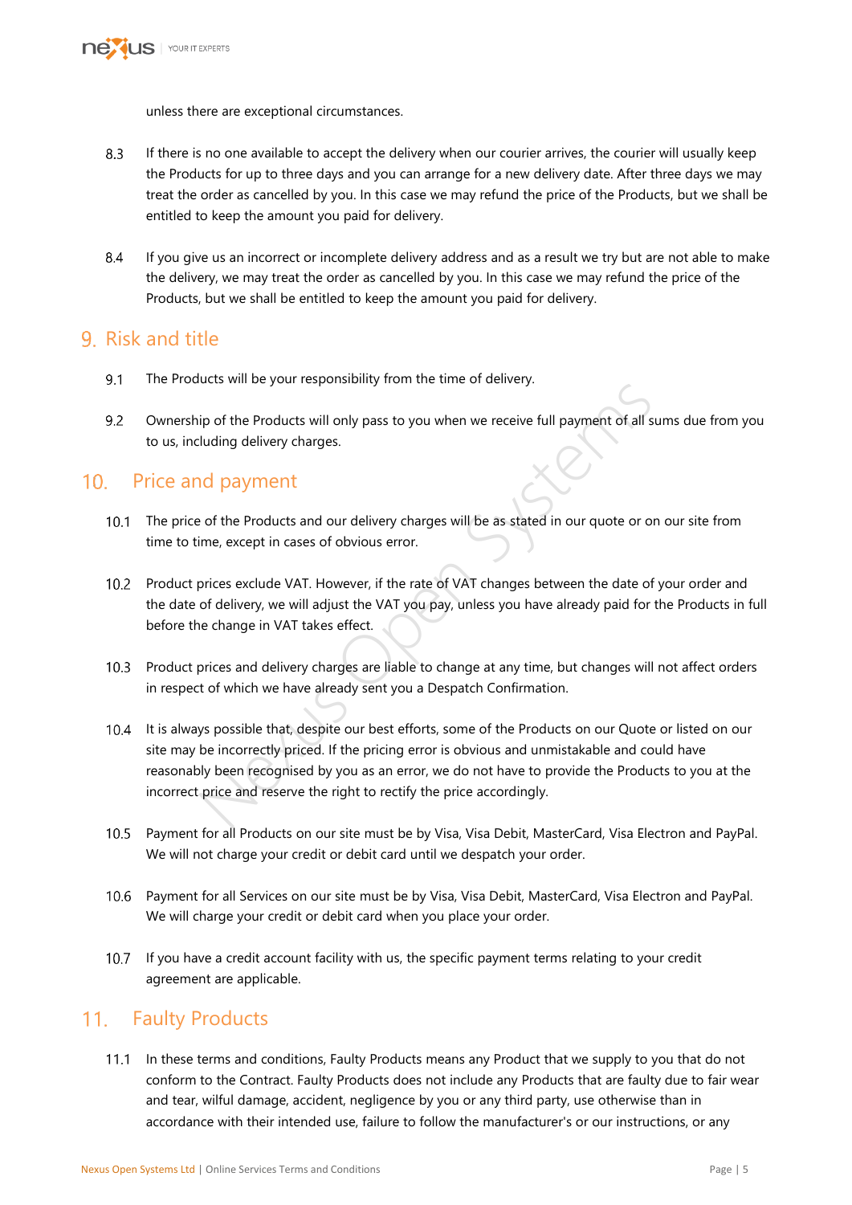unless there are exceptional circumstances.

8.3 If there is no one available to accept the delivery when our courier arrives, the courier will usually keep the Products for up to three days and you can arrange for a new delivery date. After three days we may treat the order as cancelled by you. In this case we may refund the price of the Products, but we shall be entitled to keep the amount you paid for delivery.

8.4 If you give us an incorrect or incomplete delivery address and as a result we try but are not able to make the delivery, we may treat the order as cancelled by you. In this case we may refund the price of the Products, but we shall be entitled to keep the amount you paid for delivery.

## 9. Risk and title

9.1 The Products will be your responsibility from the time of delivery.

9.2 Ownership of the Products will only pass to you when we receive full payment of all sums due from you to us, including delivery charges.

## 10. Price and payment

10.1 The price of the Products and our delivery charges will be as stated in our quote or on our site from time to time, except in cases of obvious error.

10.2 Product prices exclude VAT. However, if the rate of VAT changes between the date of your order and the date of delivery, we will adjust the VAT you pay, unless you have already paid for the Products in full before the change in VAT takes effect.

10.3 Product prices and delivery charges are liable to change at any time, but changes will not affect orders in respect of which we have already sent you a Despatch Confirmation.

10.4 It is always possible that, despite our best efforts, some of the Products on our Quote or listed on our site may be incorrectly priced. If the pricing error is obvious and unmistakable and could have reasonably been recognised by you as an error, we do not have to provide the Products to you at the incorrect price and reserve the right to rectify the price accordingly.

10.5 Payment for all Products on our site must be by Visa, Visa Debit, MasterCard, Visa Electron and PayPal. We will not charge your credit or debit card until we despatch your order.

10.6 Payment for all Services on our site must be by Visa, Visa Debit, MasterCard, Visa Electron and PayPal. We will charge your credit or debit card when you place your order.

10.7 If you have a credit account facility with us, the specific payment terms relating to your credit agreement are applicable.

## 11. Faulty Products

11.1 In these terms and conditions, Faulty Products means any Product that we supply to you that do not conform to the Contract. Faulty Products does not include any Products that are faulty due to fair wear and tear, wilful damage, accident, negligence by you or any third party, use otherwise than in accordance with their intended use, failure to follow the manufacturer's or our instructions, or any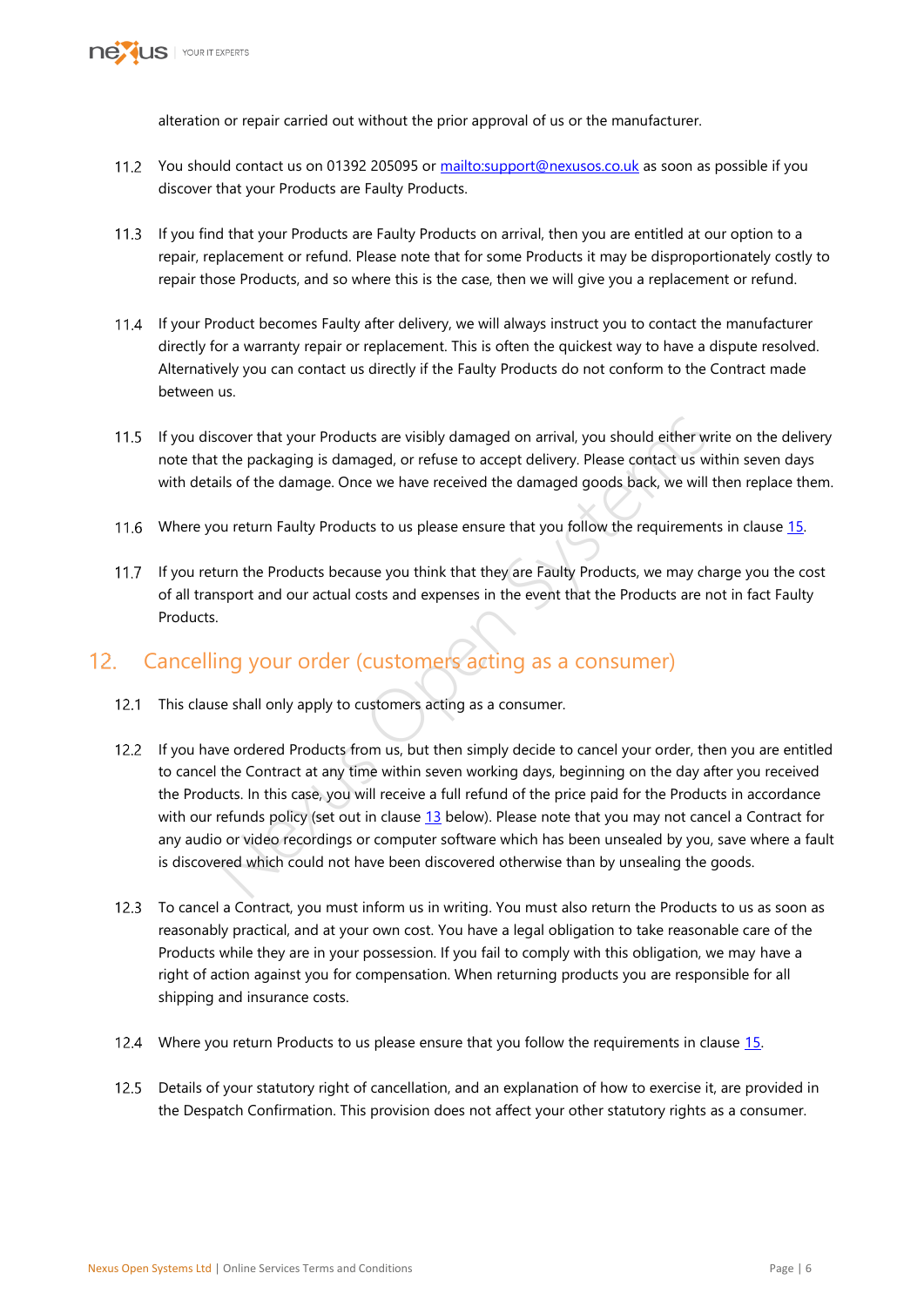alteration or repair carried out without the prior approval of us or the manufacturer.

11.2 You should contact us on 01392 205095 or [mailto:support@nexusos.co.uk](mailto:support@nexusos.co.uk) as soon as possible if you discover that your Products are Faulty Products.

11.3 If you find that your Products are Faulty Products on arrival, then you are entitled at our option to a repair, replacement or refund. Please note that for some Products it may be disproportionately costly to repair those Products, and so where this is the case, then we will give you a replacement or refund.

11.4 If your Product becomes Faulty after delivery, we will always instruct you to contact the manufacturer directly for a warranty repair or replacement. This is often the quickest way to have a dispute resolved. Alternatively you can contact us directly if the Faulty Products do not conform to the Contract made between us.

11.5 If you discover that your Products are visibly damaged on arrival, you should either write on the delivery note that the packaging is damaged, or refuse to accept delivery. Please contact us within seven days with details of the damage. Once we have received the damaged goods back, we will then replace them.

11.6 Where you return Faulty Products to us please ensure that you follow the requirements in clause 15.

11.7 If you return the Products because you think that they are Faulty Products, we may charge you the cost of all transport and our actual costs and expenses in the event that the Products are not in fact Faulty Products.

## 12. Cancelling your order (customers acting as a consumer)

12.1 This clause shall only apply to customers acting as a consumer.

12.2 If you have ordered Products from us, but then simply decide to cancel your order, then you are entitled to cancel the Contract at any time within seven working days, beginning on the day after you received the Products. In this case, you will receive a full refund of the price paid for the Products in accordance with our refunds policy (set out in clause 13 below). Please note that you may not cancel a Contract for any audio or video recordings or computer software which has been unsealed by you, save where a fault is discovered which could not have been discovered otherwise than by unsealing the goods.

12.3 To cancel a Contract, you must inform us in writing. You must also return the Products to us as soon as reasonably practical, and at your own cost. You have a legal obligation to take reasonable care of the Products while they are in your possession. If you fail to comply with this obligation, we may have a right of action against you for compensation. When returning products you are responsible for all shipping and insurance costs.

12.4 Where you return Products to us please ensure that you follow the requirements in clause 15.

12.5 Details of your statutory right of cancellation, and an explanation of how to exercise it, are provided in the Despatch Confirmation. This provision does not affect your other statutory rights as a consumer.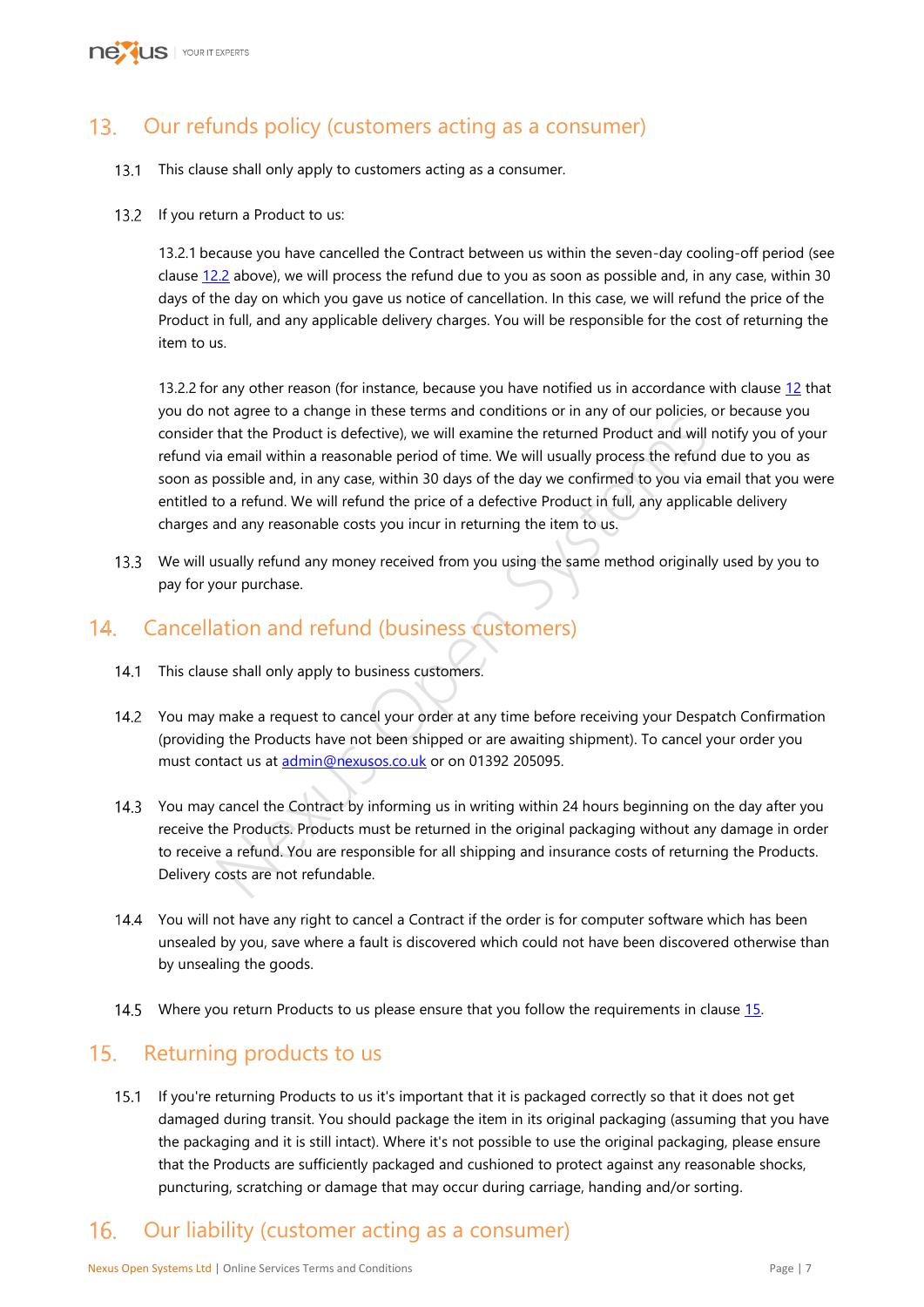## 13. Our refunds policy (customers acting as a consumer)

13.1 This clause shall only apply to customers acting as a consumer.

13.2 If you return a Product to us:

13.2.1 because you have cancelled the Contract between us within the seven-day cooling-off period (see clause 12.2 above), we will process the refund due to you as soon as possible and, in any case, within 30 days of the day on which you gave us notice of cancellation. In this case, we will refund the price of the Product in full, and any applicable delivery charges. You will be responsible for the cost of returning the item to us.

13.2.2 for any other reason (for instance, because you have notified us in accordance with clause 12 that you do not agree to a change in these terms and conditions or in any of our policies, or because you consider that the Product is defective), we will examine the returned Product and will notify you of your refund via email within a reasonable period of time. We will usually process the refund due to you as soon as possible and, in any case, within 30 days of the day we confirmed to you via email that you were entitled to a refund. We will refund the price of a defective Product in full, any applicable delivery charges and any reasonable costs you incur in returning the item to us.

13.3 We will usually refund any money received from you using the same method originally used by you to pay for your purchase.

## 14. Cancellation and refund (business customers)

14.1 This clause shall only apply to business customers.

14.2 You may make a request to cancel your order at any time before receiving your Despatch Confirmation (providing the Products have not been shipped or are awaiting shipment). To cancel your order you must contact us at admin@nexusos.co.uk or on 01392 205095.

14.3 You may cancel the Contract by informing us in writing within 24 hours beginning on the day after you receive the Products. Products must be returned in the original packaging without any damage in order to receive a refund. You are responsible for all shipping and insurance costs of returning the Products. Delivery costs are not refundable.

14.4 You will not have any right to cancel a Contract if the order is for computer software which has been unsealed by you, save where a fault is discovered which could not have been discovered otherwise than by unsealing the goods.

14.5 Where you return Products to us please ensure that you follow the requirements in clause 15.

## 15. Returning products to us

15.1 If you're returning Products to us it's important that it is packaged correctly so that it does not get damaged during transit. You should package the item in its original packaging (assuming that you have the packaging and it is still intact). Where it's not possible to use the original packaging, please ensure that the Products are sufficiently packaged and cushioned to protect against any reasonable shocks, puncturing, scratching or damage that may occur during carriage, handing and/or sorting.

## 16. Our liability (customer acting as a consumer)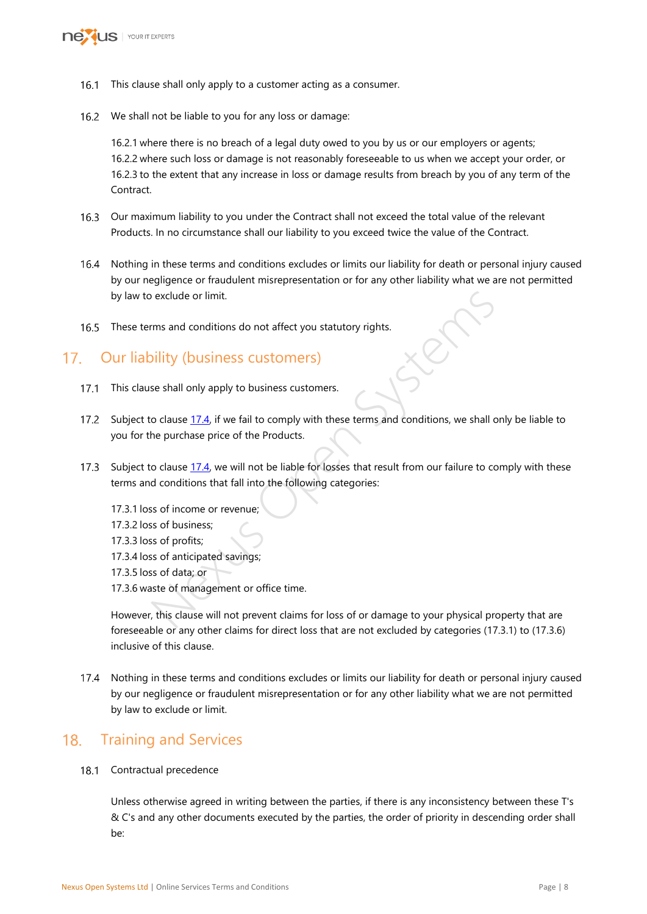16.1 This clause shall only apply to a customer acting as a consumer.

16.2 We shall not be liable to you for any loss or damage:

16.2.1 where there is no breach of a legal duty owed to you by us or our employers or agents;
16.2.2 where such loss or damage is not reasonably foreseeable to us when we accept your order, or
16.2.3 to the extent that any increase in loss or damage results from breach by you of any term of the Contract.

16.3 Our maximum liability to you under the Contract shall not exceed the total value of the relevant Products. In no circumstance shall our liability to you exceed twice the value of the Contract.

16.4 Nothing in these terms and conditions excludes or limits our liability for death or personal injury caused by our negligence or fraudulent misrepresentation or for any other liability what we are not permitted by law to exclude or limit.

16.5 These terms and conditions do not affect you statutory rights.

## 17. Our liability (business customers)

17.1 This clause shall only apply to business customers.

17.2 Subject to clause 17.4, if we fail to comply with these terms and conditions, we shall only be liable to you for the purchase price of the Products.

17.3 Subject to clause 17.4, we will not be liable for losses that result from our failure to comply with these terms and conditions that fall into the following categories:

17.3.1 loss of income or revenue;
17.3.2 loss of business;
17.3.3 loss of profits;
17.3.4 loss of anticipated savings;
17.3.5 loss of data; or
17.3.6 waste of management or office time.

However, this clause will not prevent claims for loss of or damage to your physical property that are foreseeable or any other claims for direct loss that are not excluded by categories (17.3.1) to (17.3.6) inclusive of this clause.

17.4 Nothing in these terms and conditions excludes or limits our liability for death or personal injury caused by our negligence or fraudulent misrepresentation or for any other liability what we are not permitted by law to exclude or limit.

## 18. Training and Services

18.1 Contractual precedence

Unless otherwise agreed in writing between the parties, if there is any inconsistency between these T's & C's and any other documents executed by the parties, the order of priority in descending order shall be: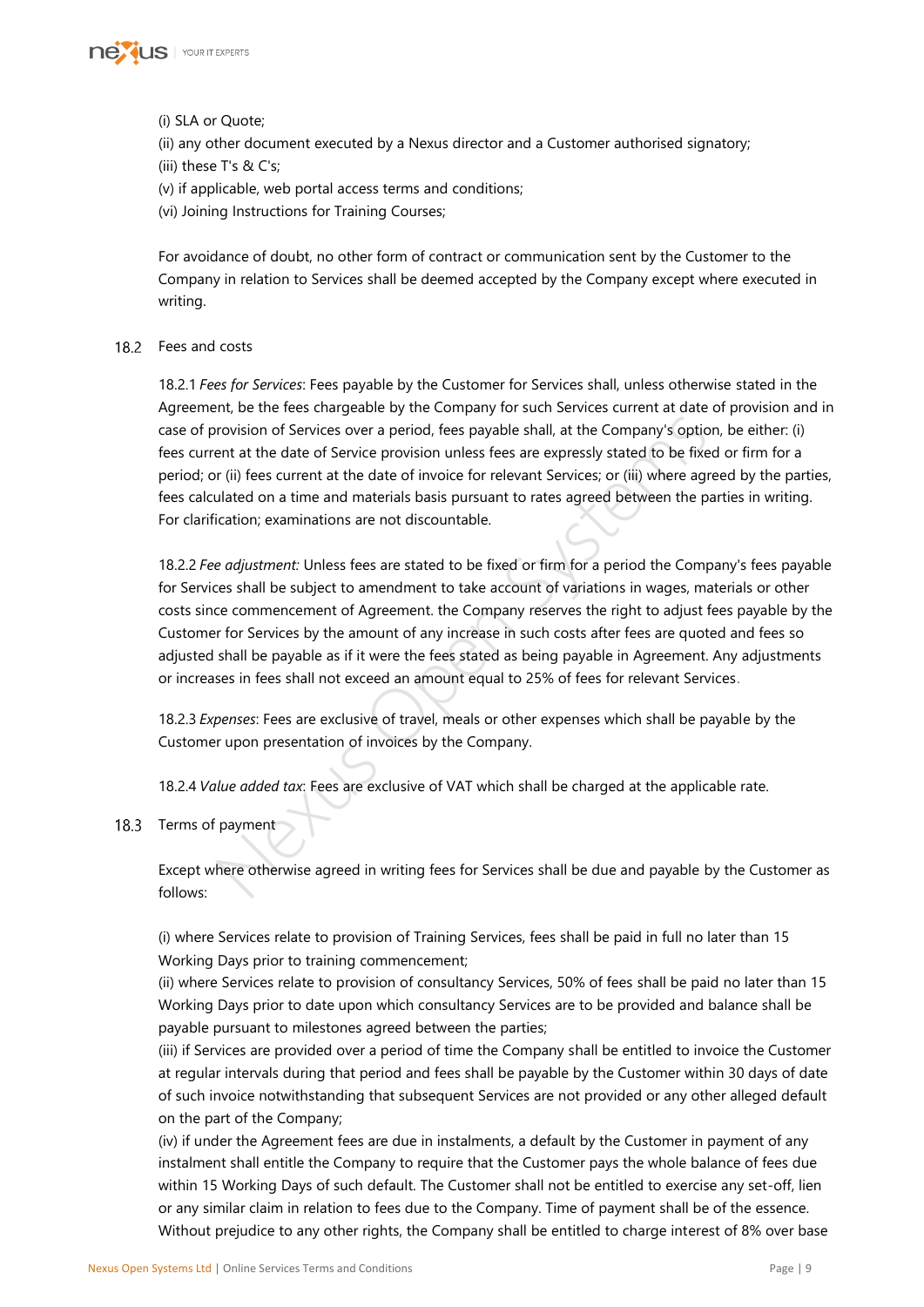(i) SLA or Quote;
(ii) any other document executed by a Nexus director and a Customer authorised signatory;
(iii) these T's & C's;
(v) if applicable, web portal access terms and conditions;
(vi) Joining Instructions for Training Courses;

For avoidance of doubt, no other form of contract or communication sent by the Customer to the Company in relation to Services shall be deemed accepted by the Company except where executed in writing.

18.2 Fees and costs

18.2.1 *Fees for Services*: Fees payable by the Customer for Services shall, unless otherwise stated in the Agreement, be the fees chargeable by the Company for such Services current at date of provision and in case of provision of Services over a period, fees payable shall, at the Company's option, be either: (i) fees current at the date of Service provision unless fees are expressly stated to be fixed or firm for a period; or (ii) fees current at the date of invoice for relevant Services; or (iii) where agreed by the parties, fees calculated on a time and materials basis pursuant to rates agreed between the parties in writing. For clarification; examinations are not discountable.

18.2.2 *Fee adjustment:* Unless fees are stated to be fixed or firm for a period the Company's fees payable for Services shall be subject to amendment to take account of variations in wages, materials or other costs since commencement of Agreement. the Company reserves the right to adjust fees payable by the Customer for Services by the amount of any increase in such costs after fees are quoted and fees so adjusted shall be payable as if it were the fees stated as being payable in Agreement. Any adjustments or increases in fees shall not exceed an amount equal to 25% of fees for relevant Services.

18.2.3 *Expenses*: Fees are exclusive of travel, meals or other expenses which shall be payable by the Customer upon presentation of invoices by the Company.

18.2.4 *Value added tax*: Fees are exclusive of VAT which shall be charged at the applicable rate.

18.3 Terms of payment

Except where otherwise agreed in writing fees for Services shall be due and payable by the Customer as follows:

(i) where Services relate to provision of Training Services, fees shall be paid in full no later than 15 Working Days prior to training commencement;
(ii) where Services relate to provision of consultancy Services, 50% of fees shall be paid no later than 15 Working Days prior to date upon which consultancy Services are to be provided and balance shall be payable pursuant to milestones agreed between the parties;
(iii) if Services are provided over a period of time the Company shall be entitled to invoice the Customer at regular intervals during that period and fees shall be payable by the Customer within 30 days of date of such invoice notwithstanding that subsequent Services are not provided or any other alleged default on the part of the Company;
(iv) if under the Agreement fees are due in instalments, a default by the Customer in payment of any instalment shall entitle the Company to require that the Customer pays the whole balance of fees due within 15 Working Days of such default. The Customer shall not be entitled to exercise any set-off, lien or any similar claim in relation to fees due to the Company. Time of payment shall be of the essence. Without prejudice to any other rights, the Company shall be entitled to charge interest of 8% over base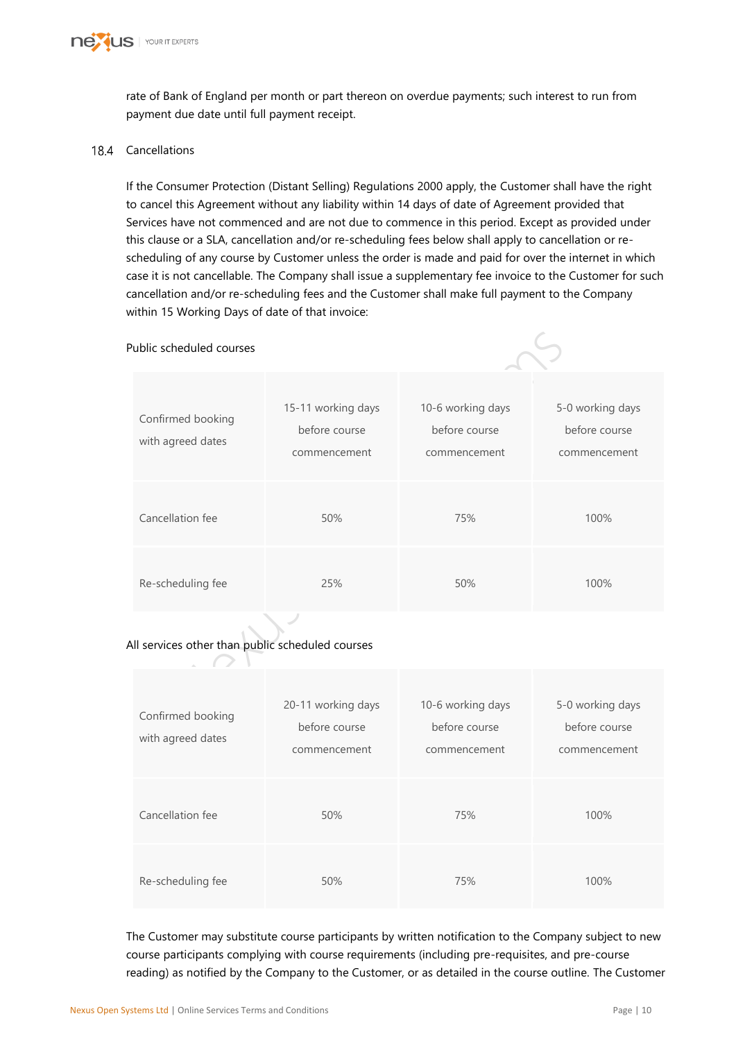rate of Bank of England per month or part thereon on overdue payments; such interest to run from payment due date until full payment receipt.

### 18.4 Cancellations

If the Consumer Protection (Distant Selling) Regulations 2000 apply, the Customer shall have the right to cancel this Agreement without any liability within 14 days of date of Agreement provided that Services have not commenced and are not due to commence in this period. Except as provided under this clause or a SLA, cancellation and/or re-scheduling fees below shall apply to cancellation or re-scheduling of any course by Customer unless the order is made and paid for over the internet in which case it is not cancellable. The Company shall issue a supplementary fee invoice to the Customer for such cancellation and/or re-scheduling fees and the Customer shall make full payment to the Company within 15 Working Days of date of that invoice:

Public scheduled courses

| Confirmed booking with agreed dates | 15-11 working days before course commencement | 10-6 working days before course commencement | 5-0 working days before course commencement |
|---|---|---|---|
| Cancellation fee | 50% | 75% | 100% |
| Re-scheduling fee | 25% | 50% | 100% |

All services other than public scheduled courses

| Confirmed booking with agreed dates | 20-11 working days before course commencement | 10-6 working days before course commencement | 5-0 working days before course commencement |
|---|---|---|---|
| Cancellation fee | 50% | 75% | 100% |
| Re-scheduling fee | 50% | 75% | 100% |

The Customer may substitute course participants by written notification to the Company subject to new course participants complying with course requirements (including pre-requisites, and pre-course reading) as notified by the Company to the Customer, or as detailed in the course outline. The Customer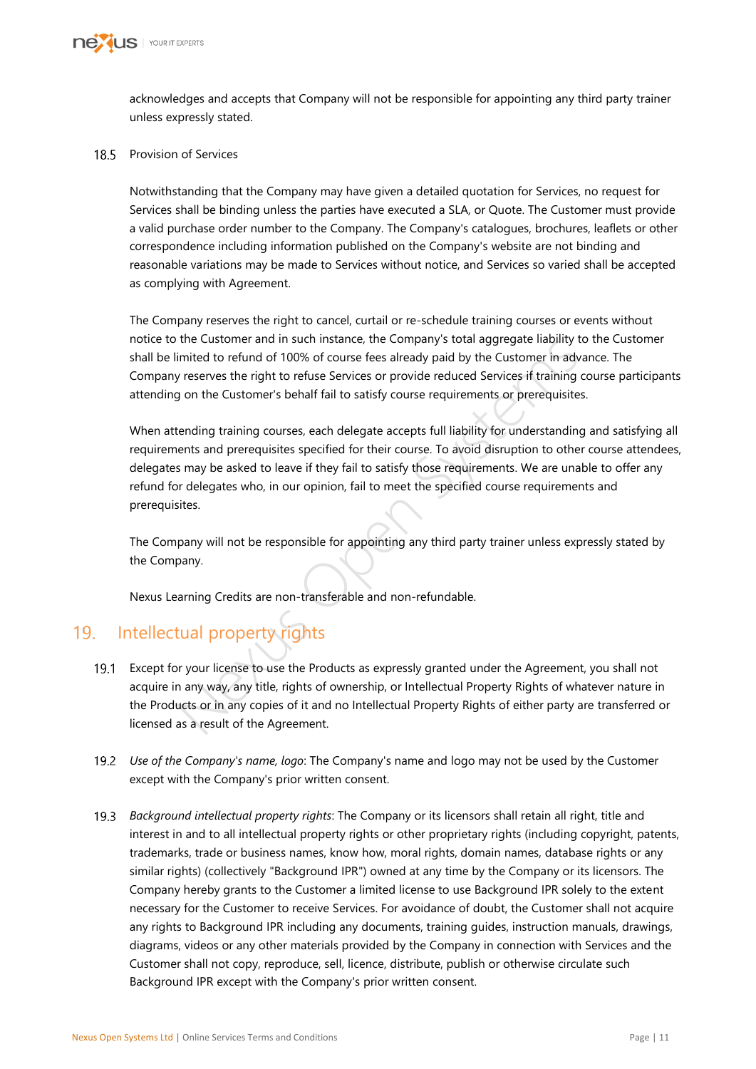acknowledges and accepts that Company will not be responsible for appointing any third party trainer unless expressly stated.

18.5 Provision of Services

Notwithstanding that the Company may have given a detailed quotation for Services, no request for Services shall be binding unless the parties have executed a SLA, or Quote. The Customer must provide a valid purchase order number to the Company. The Company's catalogues, brochures, leaflets or other correspondence including information published on the Company's website are not binding and reasonable variations may be made to Services without notice, and Services so varied shall be accepted as complying with Agreement.

The Company reserves the right to cancel, curtail or re-schedule training courses or events without notice to the Customer and in such instance, the Company's total aggregate liability to the Customer shall be limited to refund of 100% of course fees already paid by the Customer in advance. The Company reserves the right to refuse Services or provide reduced Services if training course participants attending on the Customer's behalf fail to satisfy course requirements or prerequisites.

When attending training courses, each delegate accepts full liability for understanding and satisfying all requirements and prerequisites specified for their course. To avoid disruption to other course attendees, delegates may be asked to leave if they fail to satisfy those requirements. We are unable to offer any refund for delegates who, in our opinion, fail to meet the specified course requirements and prerequisites.

The Company will not be responsible for appointing any third party trainer unless expressly stated by the Company.

Nexus Learning Credits are non-transferable and non-refundable.

## 19. Intellectual property rights

19.1 Except for your license to use the Products as expressly granted under the Agreement, you shall not acquire in any way, any title, rights of ownership, or Intellectual Property Rights of whatever nature in the Products or in any copies of it and no Intellectual Property Rights of either party are transferred or licensed as a result of the Agreement.

19.2 *Use of the Company's name, logo*: The Company's name and logo may not be used by the Customer except with the Company's prior written consent.

19.3 *Background intellectual property rights*: The Company or its licensors shall retain all right, title and interest in and to all intellectual property rights or other proprietary rights (including copyright, patents, trademarks, trade or business names, know how, moral rights, domain names, database rights or any similar rights) (collectively "Background IPR") owned at any time by the Company or its licensors. The Company hereby grants to the Customer a limited license to use Background IPR solely to the extent necessary for the Customer to receive Services. For avoidance of doubt, the Customer shall not acquire any rights to Background IPR including any documents, training guides, instruction manuals, drawings, diagrams, videos or any other materials provided by the Company in connection with Services and the Customer shall not copy, reproduce, sell, licence, distribute, publish or otherwise circulate such Background IPR except with the Company's prior written consent.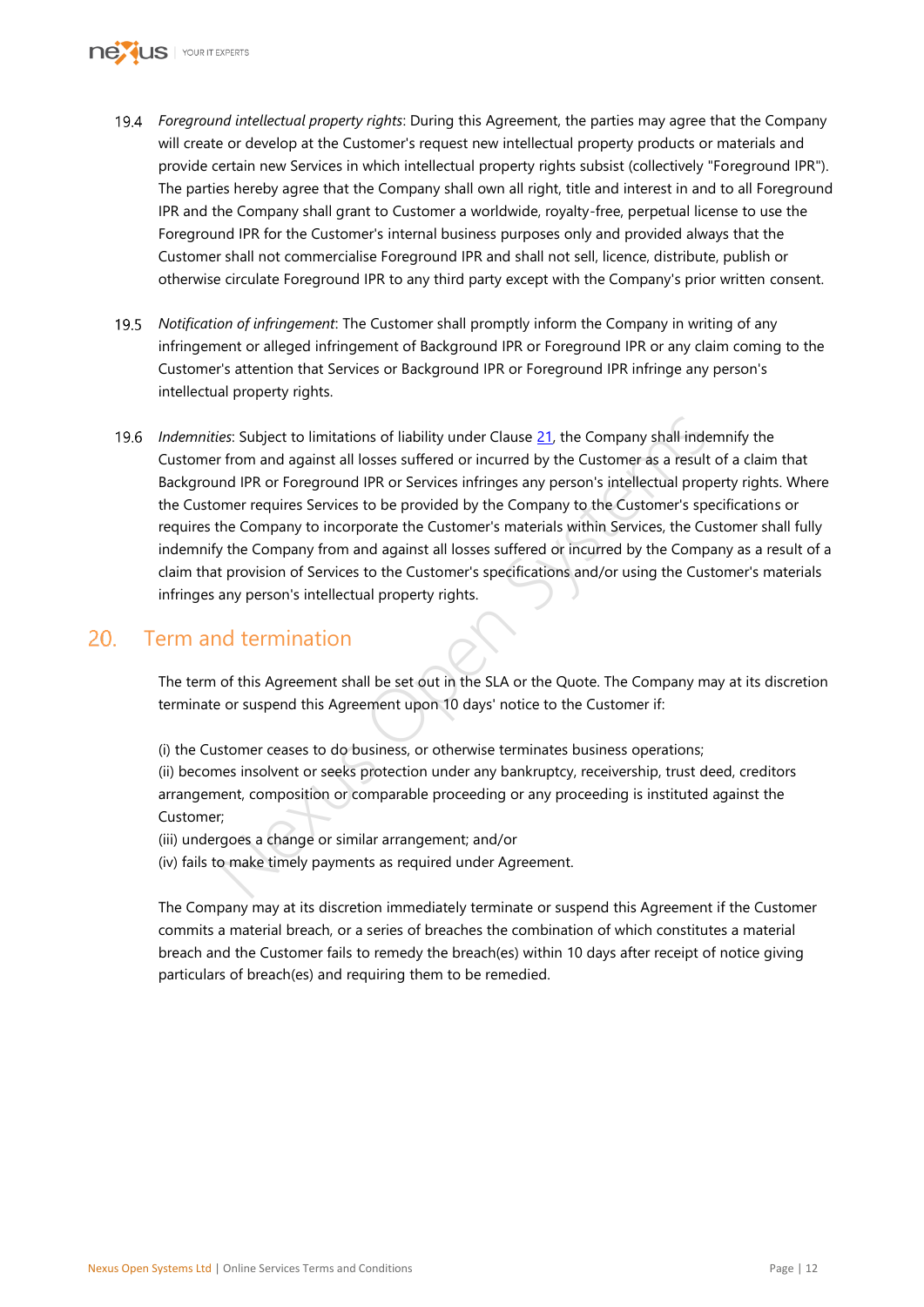19.4 *Foreground intellectual property rights*: During this Agreement, the parties may agree that the Company will create or develop at the Customer's request new intellectual property products or materials and provide certain new Services in which intellectual property rights subsist (collectively "Foreground IPR"). The parties hereby agree that the Company shall own all right, title and interest in and to all Foreground IPR and the Company shall grant to Customer a worldwide, royalty-free, perpetual license to use the Foreground IPR for the Customer's internal business purposes only and provided always that the Customer shall not commercialise Foreground IPR and shall not sell, licence, distribute, publish or otherwise circulate Foreground IPR to any third party except with the Company's prior written consent.

19.5 *Notification of infringement*: The Customer shall promptly inform the Company in writing of any infringement or alleged infringement of Background IPR or Foreground IPR or any claim coming to the Customer's attention that Services or Background IPR or Foreground IPR infringe any person's intellectual property rights.

19.6 *Indemnities*: Subject to limitations of liability under Clause 21, the Company shall indemnify the Customer from and against all losses suffered or incurred by the Customer as a result of a claim that Background IPR or Foreground IPR or Services infringes any person's intellectual property rights. Where the Customer requires Services to be provided by the Company to the Customer's specifications or requires the Company to incorporate the Customer's materials within Services, the Customer shall fully indemnify the Company from and against all losses suffered or incurred by the Company as a result of a claim that provision of Services to the Customer's specifications and/or using the Customer's materials infringes any person's intellectual property rights.

## 20. Term and termination

The term of this Agreement shall be set out in the SLA or the Quote. The Company may at its discretion terminate or suspend this Agreement upon 10 days' notice to the Customer if:

(i) the Customer ceases to do business, or otherwise terminates business operations;
(ii) becomes insolvent or seeks protection under any bankruptcy, receivership, trust deed, creditors arrangement, composition or comparable proceeding or any proceeding is instituted against the Customer;
(iii) undergoes a change or similar arrangement; and/or
(iv) fails to make timely payments as required under Agreement.

The Company may at its discretion immediately terminate or suspend this Agreement if the Customer commits a material breach, or a series of breaches the combination of which constitutes a material breach and the Customer fails to remedy the breach(es) within 10 days after receipt of notice giving particulars of breach(es) and requiring them to be remedied.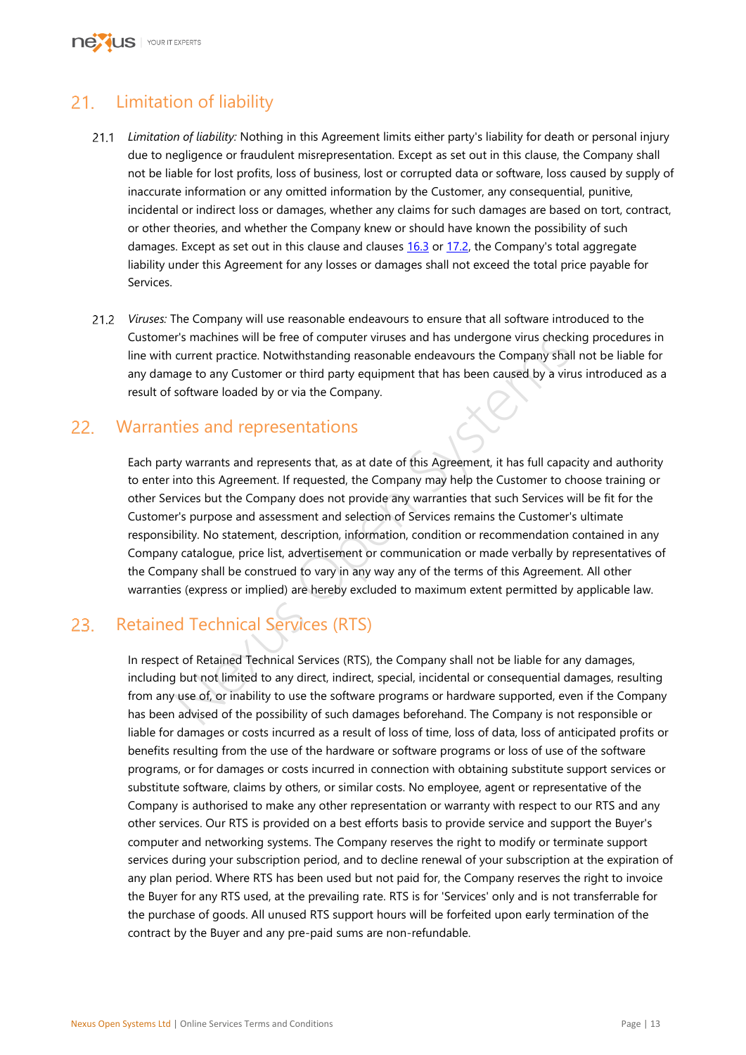## 21. Limitation of liability

21.1 *Limitation of liability:* Nothing in this Agreement limits either party's liability for death or personal injury due to negligence or fraudulent misrepresentation. Except as set out in this clause, the Company shall not be liable for lost profits, loss of business, lost or corrupted data or software, loss caused by supply of inaccurate information or any omitted information by the Customer, any consequential, punitive, incidental or indirect loss or damages, whether any claims for such damages are based on tort, contract, or other theories, and whether the Company knew or should have known the possibility of such damages. Except as set out in this clause and clauses 16.3 or 17.2, the Company's total aggregate liability under this Agreement for any losses or damages shall not exceed the total price payable for Services.

21.2 *Viruses:* The Company will use reasonable endeavours to ensure that all software introduced to the Customer's machines will be free of computer viruses and has undergone virus checking procedures in line with current practice. Notwithstanding reasonable endeavours the Company shall not be liable for any damage to any Customer or third party equipment that has been caused by a virus introduced as a result of software loaded by or via the Company.

## 22. Warranties and representations

Each party warrants and represents that, as at date of this Agreement, it has full capacity and authority to enter into this Agreement. If requested, the Company may help the Customer to choose training or other Services but the Company does not provide any warranties that such Services will be fit for the Customer's purpose and assessment and selection of Services remains the Customer's ultimate responsibility. No statement, description, information, condition or recommendation contained in any Company catalogue, price list, advertisement or communication or made verbally by representatives of the Company shall be construed to vary in any way any of the terms of this Agreement. All other warranties (express or implied) are hereby excluded to maximum extent permitted by applicable law.

## 23. Retained Technical Services (RTS)

In respect of Retained Technical Services (RTS), the Company shall not be liable for any damages, including but not limited to any direct, indirect, special, incidental or consequential damages, resulting from any use of, or inability to use the software programs or hardware supported, even if the Company has been advised of the possibility of such damages beforehand. The Company is not responsible or liable for damages or costs incurred as a result of loss of time, loss of data, loss of anticipated profits or benefits resulting from the use of the hardware or software programs or loss of use of the software programs, or for damages or costs incurred in connection with obtaining substitute support services or substitute software, claims by others, or similar costs. No employee, agent or representative of the Company is authorised to make any other representation or warranty with respect to our RTS and any other services. Our RTS is provided on a best efforts basis to provide service and support the Buyer's computer and networking systems. The Company reserves the right to modify or terminate support services during your subscription period, and to decline renewal of your subscription at the expiration of any plan period. Where RTS has been used but not paid for, the Company reserves the right to invoice the Buyer for any RTS used, at the prevailing rate. RTS is for 'Services' only and is not transferrable for the purchase of goods. All unused RTS support hours will be forfeited upon early termination of the contract by the Buyer and any pre-paid sums are non-refundable.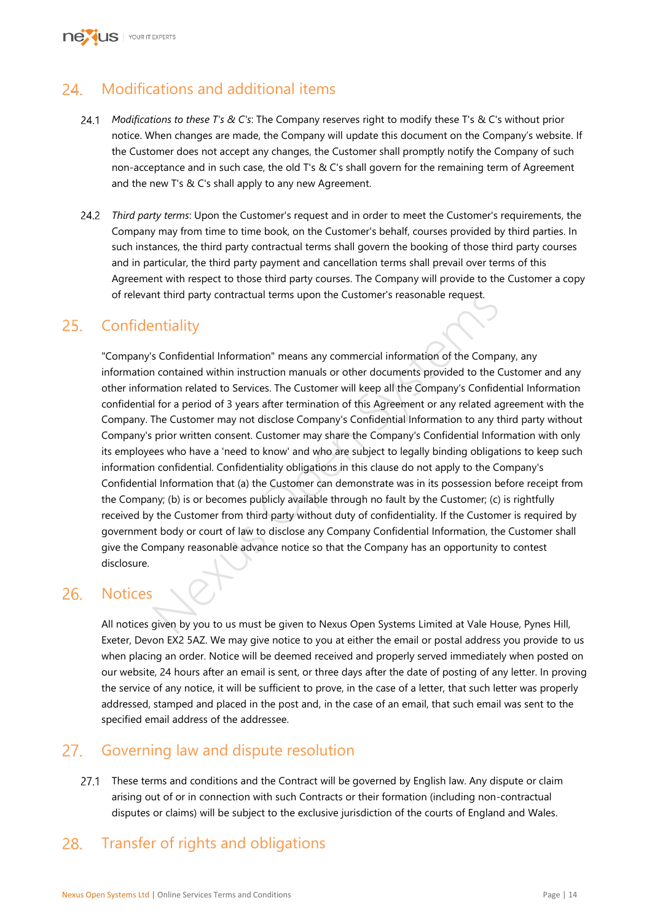## 24. Modifications and additional items

24.1 *Modifications to these T's & C's*: The Company reserves right to modify these T's & C's without prior notice. When changes are made, the Company will update this document on the Company's website. If the Customer does not accept any changes, the Customer shall promptly notify the Company of such non-acceptance and in such case, the old T's & C's shall govern for the remaining term of Agreement and the new T's & C's shall apply to any new Agreement.

24.2 *Third party terms*: Upon the Customer's request and in order to meet the Customer's requirements, the Company may from time to time book, on the Customer's behalf, courses provided by third parties. In such instances, the third party contractual terms shall govern the booking of those third party courses and in particular, the third party payment and cancellation terms shall prevail over terms of this Agreement with respect to those third party courses. The Company will provide to the Customer a copy of relevant third party contractual terms upon the Customer's reasonable request.

## 25. Confidentiality

"Company's Confidential Information" means any commercial information of the Company, any information contained within instruction manuals or other documents provided to the Customer and any other information related to Services. The Customer will keep all the Company's Confidential Information confidential for a period of 3 years after termination of this Agreement or any related agreement with the Company. The Customer may not disclose Company's Confidential Information to any third party without Company's prior written consent. Customer may share the Company's Confidential Information with only its employees who have a 'need to know' and who are subject to legally binding obligations to keep such information confidential. Confidentiality obligations in this clause do not apply to the Company's Confidential Information that (a) the Customer can demonstrate was in its possession before receipt from the Company; (b) is or becomes publicly available through no fault by the Customer; (c) is rightfully received by the Customer from third party without duty of confidentiality. If the Customer is required by government body or court of law to disclose any Company Confidential Information, the Customer shall give the Company reasonable advance notice so that the Company has an opportunity to contest disclosure.

## 26. Notices

All notices given by you to us must be given to Nexus Open Systems Limited at Vale House, Pynes Hill, Exeter, Devon EX2 5AZ. We may give notice to you at either the email or postal address you provide to us when placing an order. Notice will be deemed received and properly served immediately when posted on our website, 24 hours after an email is sent, or three days after the date of posting of any letter. In proving the service of any notice, it will be sufficient to prove, in the case of a letter, that such letter was properly addressed, stamped and placed in the post and, in the case of an email, that such email was sent to the specified email address of the addressee.

## 27. Governing law and dispute resolution

27.1 These terms and conditions and the Contract will be governed by English law. Any dispute or claim arising out of or in connection with such Contracts or their formation (including non-contractual disputes or claims) will be subject to the exclusive jurisdiction of the courts of England and Wales.

## 28. Transfer of rights and obligations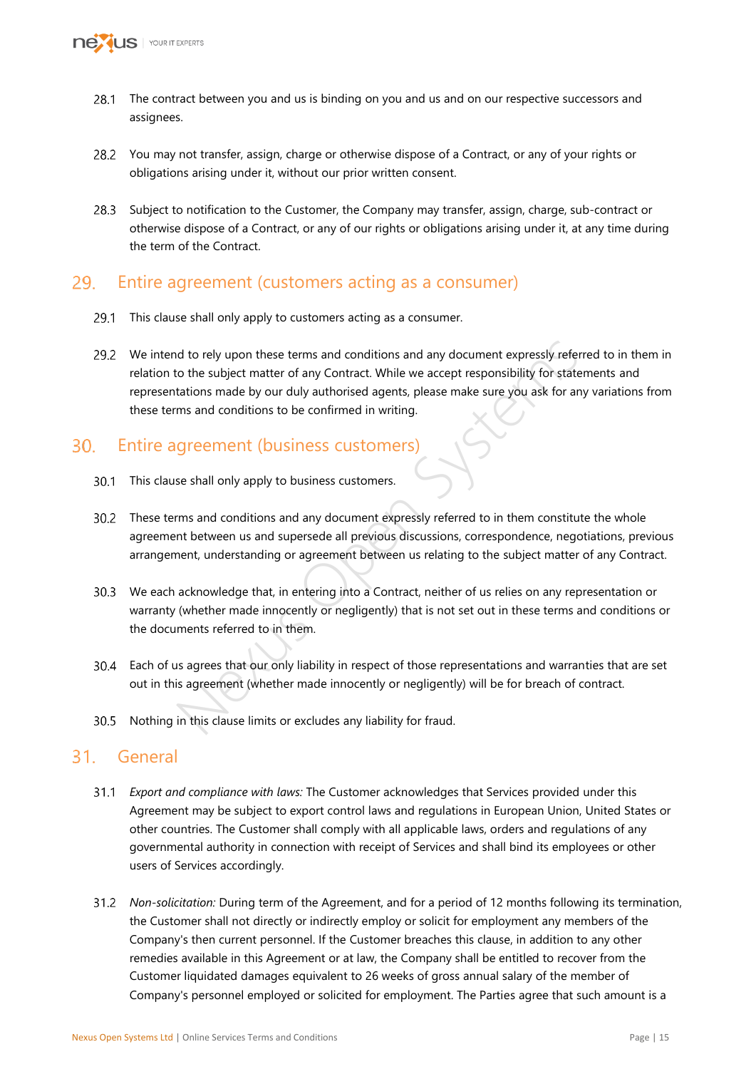28.1 The contract between you and us is binding on you and us and on our respective successors and assignees.

28.2 You may not transfer, assign, charge or otherwise dispose of a Contract, or any of your rights or obligations arising under it, without our prior written consent.

28.3 Subject to notification to the Customer, the Company may transfer, assign, charge, sub-contract or otherwise dispose of a Contract, or any of our rights or obligations arising under it, at any time during the term of the Contract.

## 29. Entire agreement (customers acting as a consumer)

29.1 This clause shall only apply to customers acting as a consumer.

29.2 We intend to rely upon these terms and conditions and any document expressly referred to in them in relation to the subject matter of any Contract. While we accept responsibility for statements and representations made by our duly authorised agents, please make sure you ask for any variations from these terms and conditions to be confirmed in writing.

## 30. Entire agreement (business customers)

30.1 This clause shall only apply to business customers.

30.2 These terms and conditions and any document expressly referred to in them constitute the whole agreement between us and supersede all previous discussions, correspondence, negotiations, previous arrangement, understanding or agreement between us relating to the subject matter of any Contract.

30.3 We each acknowledge that, in entering into a Contract, neither of us relies on any representation or warranty (whether made innocently or negligently) that is not set out in these terms and conditions or the documents referred to in them.

30.4 Each of us agrees that our only liability in respect of those representations and warranties that are set out in this agreement (whether made innocently or negligently) will be for breach of contract.

30.5 Nothing in this clause limits or excludes any liability for fraud.

## 31. General

31.1 *Export and compliance with laws:* The Customer acknowledges that Services provided under this Agreement may be subject to export control laws and regulations in European Union, United States or other countries. The Customer shall comply with all applicable laws, orders and regulations of any governmental authority in connection with receipt of Services and shall bind its employees or other users of Services accordingly.

31.2 *Non-solicitation:* During term of the Agreement, and for a period of 12 months following its termination, the Customer shall not directly or indirectly employ or solicit for employment any members of the Company's then current personnel. If the Customer breaches this clause, in addition to any other remedies available in this Agreement or at law, the Company shall be entitled to recover from the Customer liquidated damages equivalent to 26 weeks of gross annual salary of the member of Company's personnel employed or solicited for employment. The Parties agree that such amount is a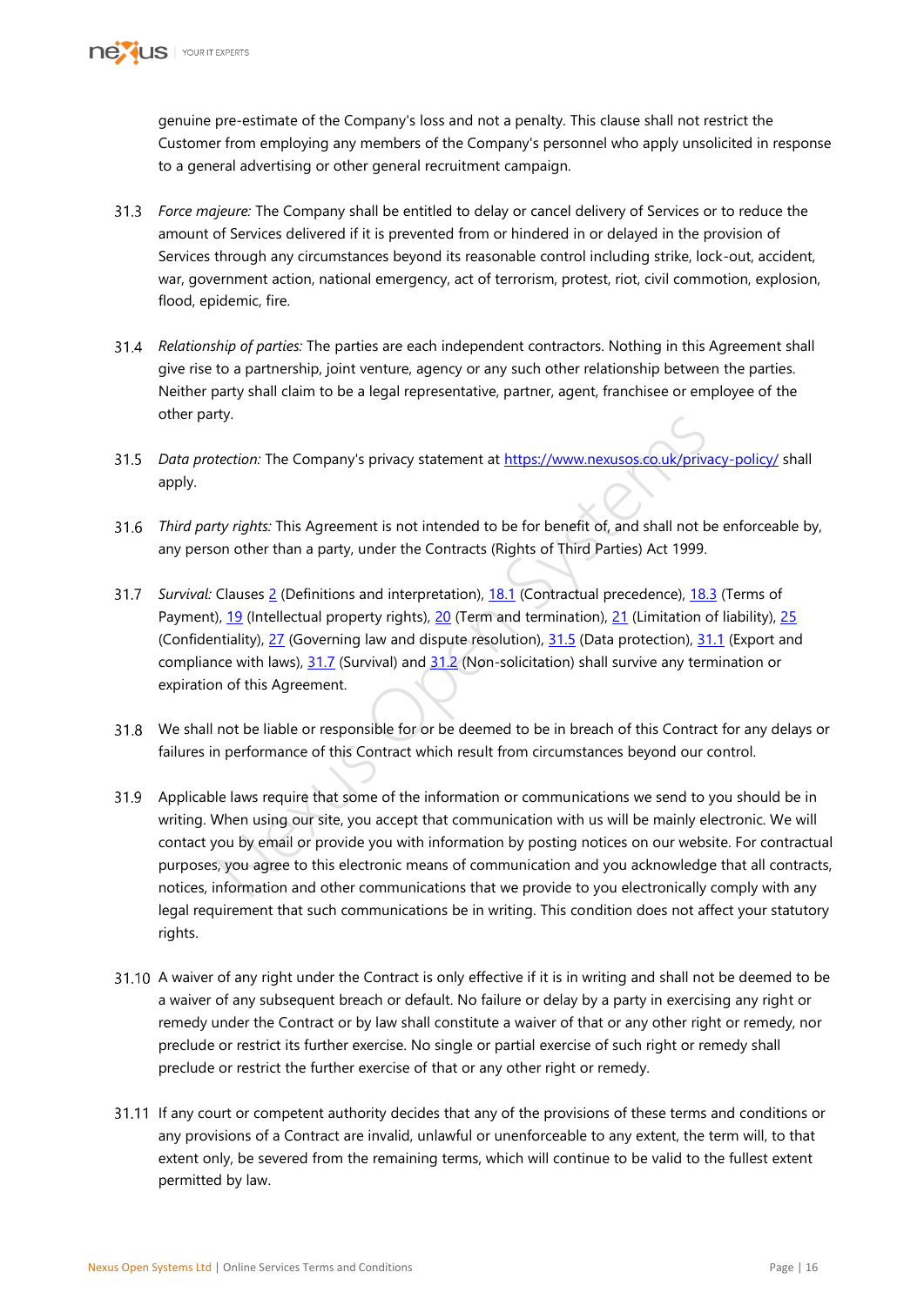genuine pre-estimate of the Company's loss and not a penalty. This clause shall not restrict the Customer from employing any members of the Company's personnel who apply unsolicited in response to a general advertising or other general recruitment campaign.

31.3 *Force majeure:* The Company shall be entitled to delay or cancel delivery of Services or to reduce the amount of Services delivered if it is prevented from or hindered in or delayed in the provision of Services through any circumstances beyond its reasonable control including strike, lock-out, accident, war, government action, national emergency, act of terrorism, protest, riot, civil commotion, explosion, flood, epidemic, fire.

31.4 *Relationship of parties:* The parties are each independent contractors. Nothing in this Agreement shall give rise to a partnership, joint venture, agency or any such other relationship between the parties. Neither party shall claim to be a legal representative, partner, agent, franchisee or employee of the other party.

31.5 *Data protection:* The Company's privacy statement at https://www.nexusos.co.uk/privacy-policy/ shall apply.

31.6 *Third party rights:* This Agreement is not intended to be for benefit of, and shall not be enforceable by, any person other than a party, under the Contracts (Rights of Third Parties) Act 1999.

31.7 *Survival:* Clauses 2 (Definitions and interpretation), 18.1 (Contractual precedence), 18.3 (Terms of Payment), 19 (Intellectual property rights), 20 (Term and termination), 21 (Limitation of liability), 25 (Confidentiality), 27 (Governing law and dispute resolution), 31.5 (Data protection), 31.1 (Export and compliance with laws), 31.7 (Survival) and 31.2 (Non-solicitation) shall survive any termination or expiration of this Agreement.

31.8 We shall not be liable or responsible for or be deemed to be in breach of this Contract for any delays or failures in performance of this Contract which result from circumstances beyond our control.

31.9 Applicable laws require that some of the information or communications we send to you should be in writing. When using our site, you accept that communication with us will be mainly electronic. We will contact you by email or provide you with information by posting notices on our website. For contractual purposes, you agree to this electronic means of communication and you acknowledge that all contracts, notices, information and other communications that we provide to you electronically comply with any legal requirement that such communications be in writing. This condition does not affect your statutory rights.

31.10 A waiver of any right under the Contract is only effective if it is in writing and shall not be deemed to be a waiver of any subsequent breach or default. No failure or delay by a party in exercising any right or remedy under the Contract or by law shall constitute a waiver of that or any other right or remedy, nor preclude or restrict its further exercise. No single or partial exercise of such right or remedy shall preclude or restrict the further exercise of that or any other right or remedy.

31.11 If any court or competent authority decides that any of the provisions of these terms and conditions or any provisions of a Contract are invalid, unlawful or unenforceable to any extent, the term will, to that extent only, be severed from the remaining terms, which will continue to be valid to the fullest extent permitted by law.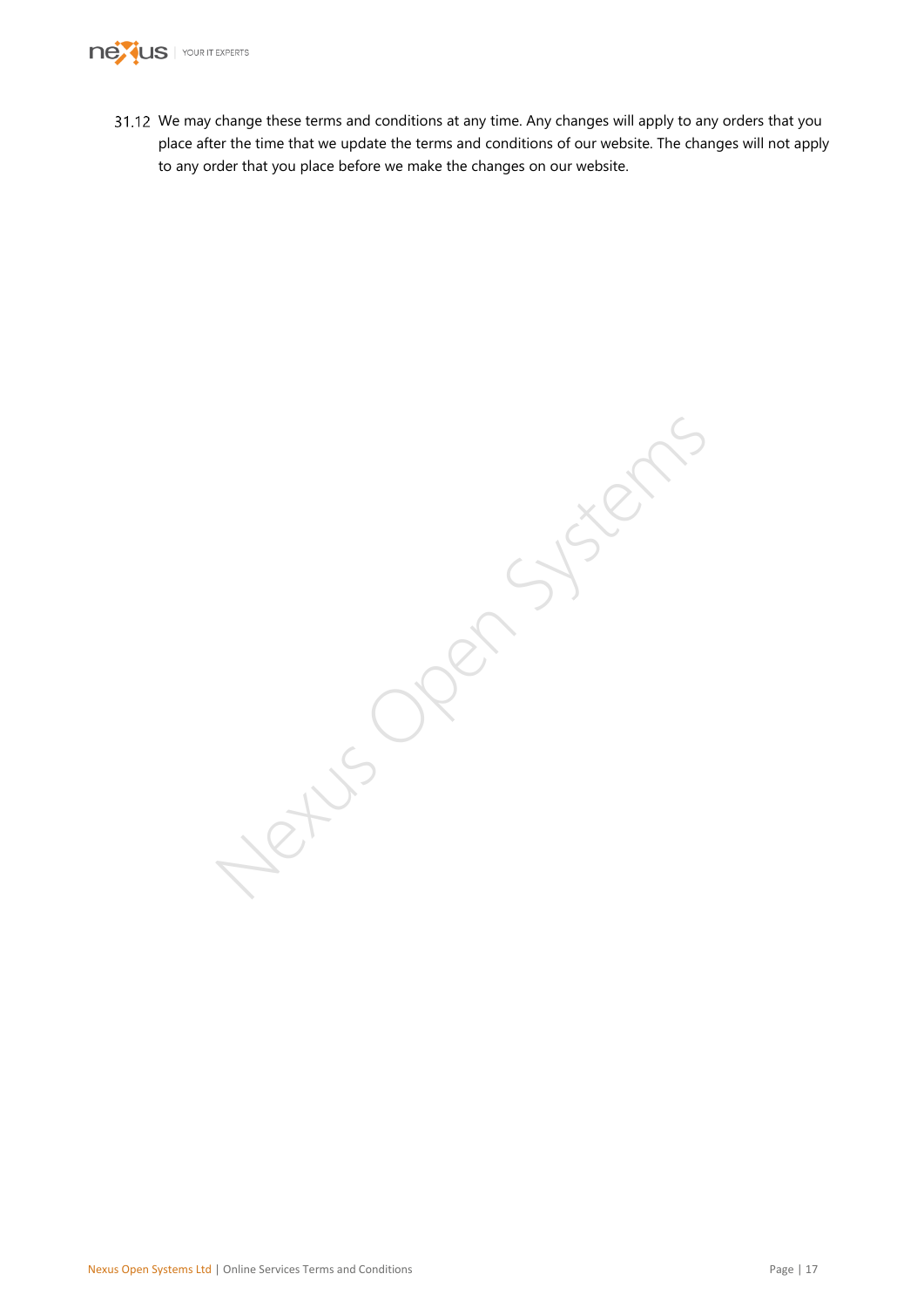31.12 We may change these terms and conditions at any time. Any changes will apply to any orders that you place after the time that we update the terms and conditions of our website. The changes will not apply to any order that you place before we make the changes on our website.